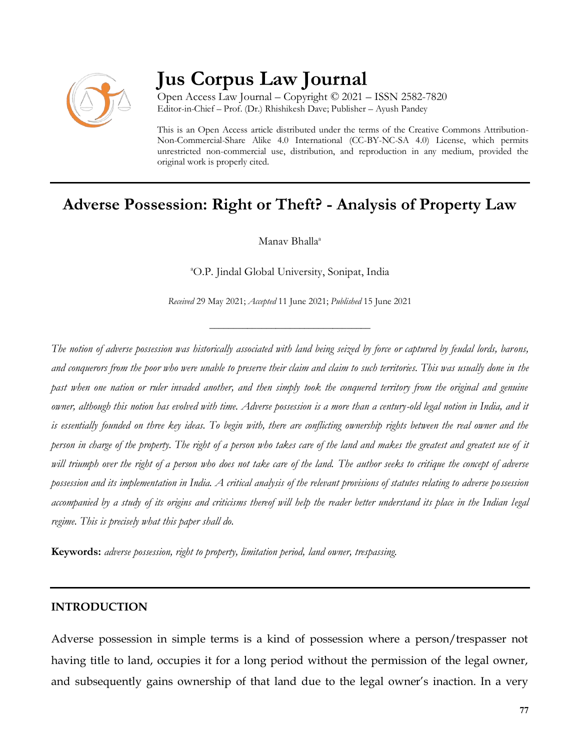# Jus Corpus Law Journal

Open Access Law Journal – Copyright © 2021 – ISSN 2582-7820
Editor-in-Chief – Prof. (Dr.) Rhishikesh Dave; Publisher – Ayush Pandey

This is an Open Access article distributed under the terms of the Creative Commons Attribution-Non-Commercial-Share Alike 4.0 International (CC-BY-NC-SA 4.0) License, which permits unrestricted non-commercial use, distribution, and reproduction in any medium, provided the original work is properly cited.

## Adverse Possession: Right or Theft? - Analysis of Property Law

Manav Bhalla[a]

[a]O.P. Jindal Global University, Sonipat, India

*Received* 29 May 2021; *Accepted* 11 June 2021; *Published* 15 June 2021

---

*The notion of adverse possession was historically associated with land being seized by force or captured by feudal lords, barons, and conquerors from the poor who were unable to preserve their claim and claim to such territories. This was usually done in the past when one nation or ruler invaded another, and then simply took the conquered territory from the original and genuine owner, although this notion has evolved with time. Adverse possession is a more than a century-old legal notion in India, and it is essentially founded on three key ideas. To begin with, there are conflicting ownership rights between the real owner and the person in charge of the property. The right of a person who takes care of the land and makes the greatest and greatest use of it will triumph over the right of a person who does not take care of the land. The author seeks to critique the concept of adverse possession and its implementation in India. A critical analysis of the relevant provisions of statutes relating to adverse possession accompanied by a study of its origins and criticisms thereof will help the reader better understand its place in the Indian legal regime. This is precisely what this paper shall do.*

**Keywords:** *adverse possession, right to property, limitation period, land owner, trespassing.*

## INTRODUCTION

Adverse possession in simple terms is a kind of possession where a person/trespasser not having title to land, occupies it for a long period without the permission of the legal owner, and subsequently gains ownership of that land due to the legal owner's inaction. In a very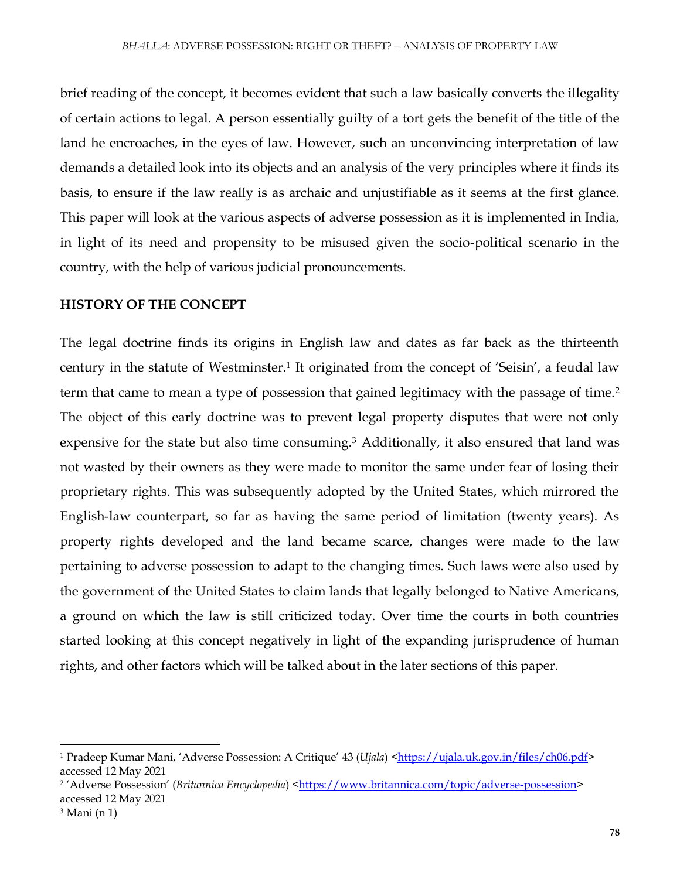brief reading of the concept, it becomes evident that such a law basically converts the illegality of certain actions to legal. A person essentially guilty of a tort gets the benefit of the title of the land he encroaches, in the eyes of law. However, such an unconvincing interpretation of law demands a detailed look into its objects and an analysis of the very principles where it finds its basis, to ensure if the law really is as archaic and unjustifiable as it seems at the first glance. This paper will look at the various aspects of adverse possession as it is implemented in India, in light of its need and propensity to be misused given the socio-political scenario in the country, with the help of various judicial pronouncements.

## HISTORY OF THE CONCEPT

The legal doctrine finds its origins in English law and dates as far back as the thirteenth century in the statute of Westminster.[1] It originated from the concept of 'Seisin', a feudal law term that came to mean a type of possession that gained legitimacy with the passage of time.[2] The object of this early doctrine was to prevent legal property disputes that were not only expensive for the state but also time consuming.[3] Additionally, it also ensured that land was not wasted by their owners as they were made to monitor the same under fear of losing their proprietary rights. This was subsequently adopted by the United States, which mirrored the English-law counterpart, so far as having the same period of limitation (twenty years). As property rights developed and the land became scarce, changes were made to the law pertaining to adverse possession to adapt to the changing times. Such laws were also used by the government of the United States to claim lands that legally belonged to Native Americans, a ground on which the law is still criticized today. Over time the courts in both countries started looking at this concept negatively in light of the expanding jurisprudence of human rights, and other factors which will be talked about in the later sections of this paper.

---

[1] Pradeep Kumar Mani, 'Adverse Possession: A Critique' 43 (*Ujala*) <https://ujala.uk.gov.in/files/ch06.pdf> accessed 12 May 2021

[2] 'Adverse Possession' (*Britannica Encyclopedia*) <https://www.britannica.com/topic/adverse-possession> accessed 12 May 2021

[3] Mani (n 1)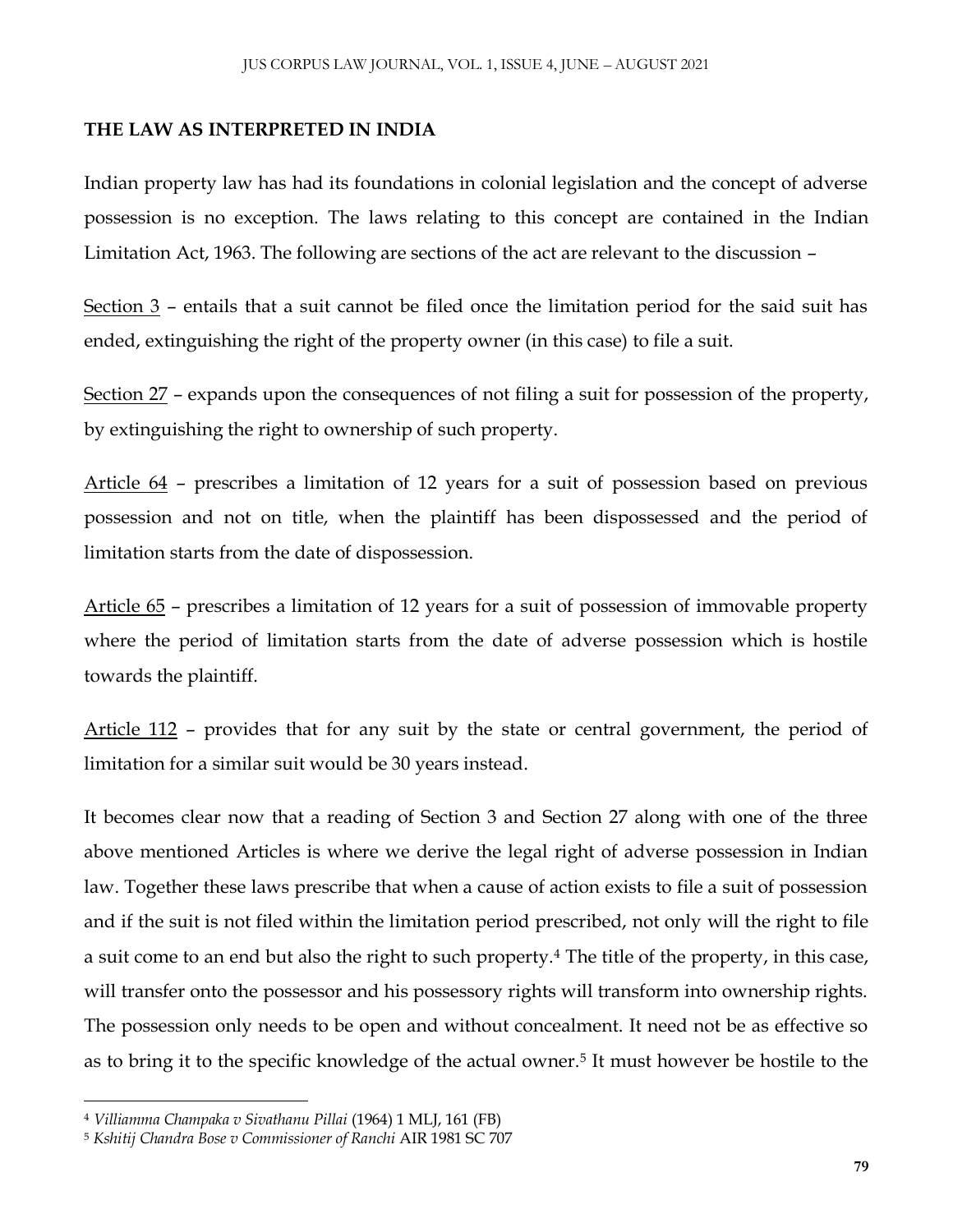**THE LAW AS INTERPRETED IN INDIA**

Indian property law has had its foundations in colonial legislation and the concept of adverse possession is no exception. The laws relating to this concept are contained in the Indian Limitation Act, 1963. The following are sections of the act are relevant to the discussion –

Section 3 – entails that a suit cannot be filed once the limitation period for the said suit has ended, extinguishing the right of the property owner (in this case) to file a suit.

Section 27 – expands upon the consequences of not filing a suit for possession of the property, by extinguishing the right to ownership of such property.

Article 64 – prescribes a limitation of 12 years for a suit of possession based on previous possession and not on title, when the plaintiff has been dispossessed and the period of limitation starts from the date of dispossession.

Article 65 – prescribes a limitation of 12 years for a suit of possession of immovable property where the period of limitation starts from the date of adverse possession which is hostile towards the plaintiff.

Article 112 – provides that for any suit by the state or central government, the period of limitation for a similar suit would be 30 years instead.

It becomes clear now that a reading of Section 3 and Section 27 along with one of the three above mentioned Articles is where we derive the legal right of adverse possession in Indian law. Together these laws prescribe that when a cause of action exists to file a suit of possession and if the suit is not filed within the limitation period prescribed, not only will the right to file a suit come to an end but also the right to such property.[4] The title of the property, in this case, will transfer onto the possessor and his possessory rights will transform into ownership rights. The possession only needs to be open and without concealment. It need not be as effective so as to bring it to the specific knowledge of the actual owner.[5] It must however be hostile to the

---

[4] *Villiamma Champaka v Sivathanu Pillai* (1964) 1 MLJ, 161 (FB)

[5] *Kshitij Chandra Bose v Commissioner of Ranchi* AIR 1981 SC 707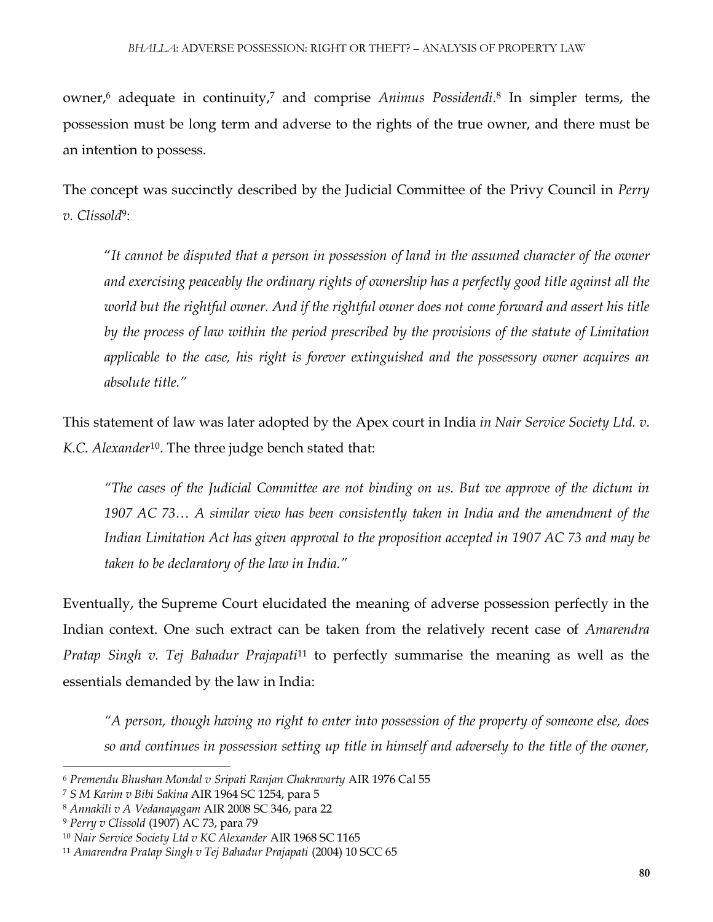owner,[6] adequate in continuity,[7] and comprise *Animus Possidendi*.[8] In simpler terms, the possession must be long term and adverse to the rights of the true owner, and there must be an intention to possess.

The concept was succinctly described by the Judicial Committee of the Privy Council in *Perry v. Clissold*[9]:

> "*It cannot be disputed that a person in possession of land in the assumed character of the owner and exercising peaceably the ordinary rights of ownership has a perfectly good title against all the world but the rightful owner. And if the rightful owner does not come forward and assert his title by the process of law within the period prescribed by the provisions of the statute of Limitation applicable to the case, his right is forever extinguished and the possessory owner acquires an absolute title.*"

This statement of law was later adopted by the Apex court in India *in Nair Service Society Ltd. v. K.C. Alexander*[10]. The three judge bench stated that:

> *"The cases of the Judicial Committee are not binding on us. But we approve of the dictum in 1907 AC 73… A similar view has been consistently taken in India and the amendment of the Indian Limitation Act has given approval to the proposition accepted in 1907 AC 73 and may be taken to be declaratory of the law in India."*

Eventually, the Supreme Court elucidated the meaning of adverse possession perfectly in the Indian context. One such extract can be taken from the relatively recent case of *Amarendra Pratap Singh v. Tej Bahadur Prajapati*[11] to perfectly summarise the meaning as well as the essentials demanded by the law in India:

> *"A person, though having no right to enter into possession of the property of someone else, does so and continues in possession setting up title in himself and adversely to the title of the owner,*

---

[6] *Premendu Bhushan Mondal v Sripati Ranjan Chakravarty* AIR 1976 Cal 55

[7] *S M Karim v Bibi Sakina* AIR 1964 SC 1254, para 5

[8] *Annakili v A Vedanayagam* AIR 2008 SC 346, para 22

[9] *Perry v Clissold* (1907) AC 73, para 79

[10] *Nair Service Society Ltd v KC Alexander* AIR 1968 SC 1165

[11] *Amarendra Pratap Singh v Tej Bahadur Prajapati* (2004) 10 SCC 65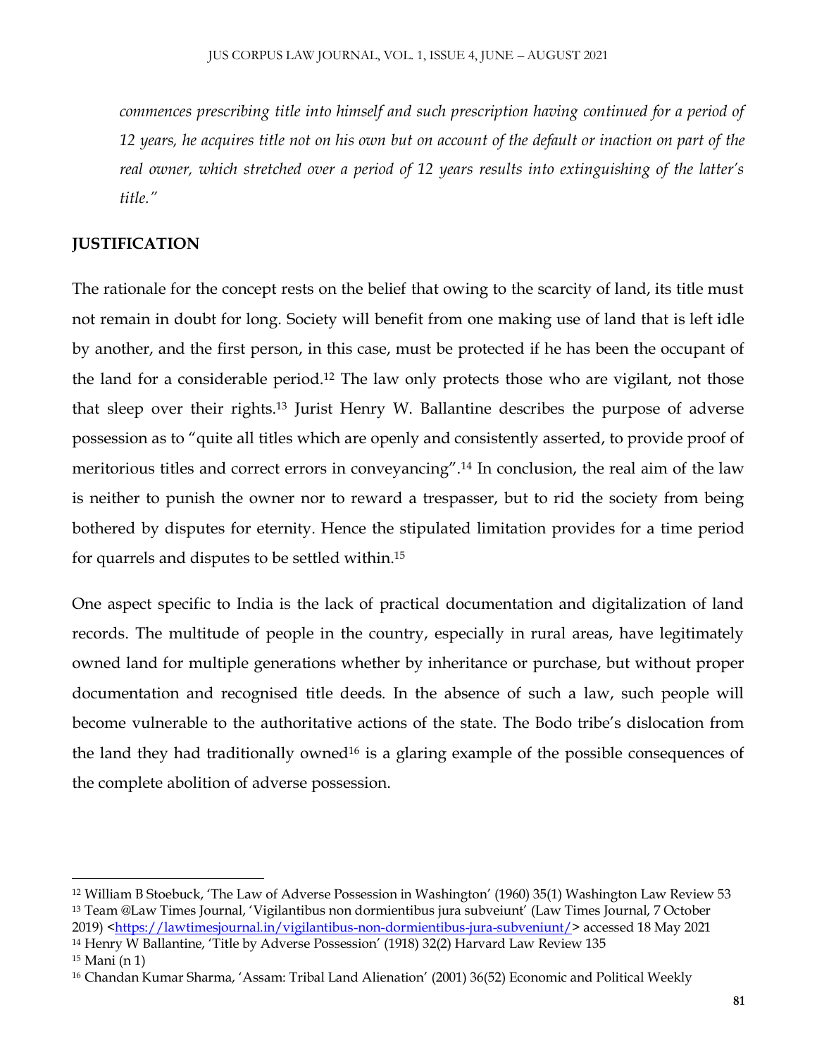*commences prescribing title into himself and such prescription having continued for a period of 12 years, he acquires title not on his own but on account of the default or inaction on part of the real owner, which stretched over a period of 12 years results into extinguishing of the latter's title."*

## JUSTIFICATION

The rationale for the concept rests on the belief that owing to the scarcity of land, its title must not remain in doubt for long. Society will benefit from one making use of land that is left idle by another, and the first person, in this case, must be protected if he has been the occupant of the land for a considerable period.[12] The law only protects those who are vigilant, not those that sleep over their rights.[13] Jurist Henry W. Ballantine describes the purpose of adverse possession as to "quite all titles which are openly and consistently asserted, to provide proof of meritorious titles and correct errors in conveyancing".[14] In conclusion, the real aim of the law is neither to punish the owner nor to reward a trespasser, but to rid the society from being bothered by disputes for eternity. Hence the stipulated limitation provides for a time period for quarrels and disputes to be settled within.[15]

One aspect specific to India is the lack of practical documentation and digitalization of land records. The multitude of people in the country, especially in rural areas, have legitimately owned land for multiple generations whether by inheritance or purchase, but without proper documentation and recognised title deeds. In the absence of such a law, such people will become vulnerable to the authoritative actions of the state. The Bodo tribe's dislocation from the land they had traditionally owned[16] is a glaring example of the possible consequences of the complete abolition of adverse possession.

---

[12] William B Stoebuck, 'The Law of Adverse Possession in Washington' (1960) 35(1) Washington Law Review 53

[13] Team @Law Times Journal, 'Vigilantibus non dormientibus jura subveiunt' (Law Times Journal, 7 October 2019) <https://lawtimesjournal.in/vigilantibus-non-dormientibus-jura-subveniunt/> accessed 18 May 2021

[14] Henry W Ballantine, 'Title by Adverse Possession' (1918) 32(2) Harvard Law Review 135

[15] Mani (n 1)

[16] Chandan Kumar Sharma, 'Assam: Tribal Land Alienation' (2001) 36(52) Economic and Political Weekly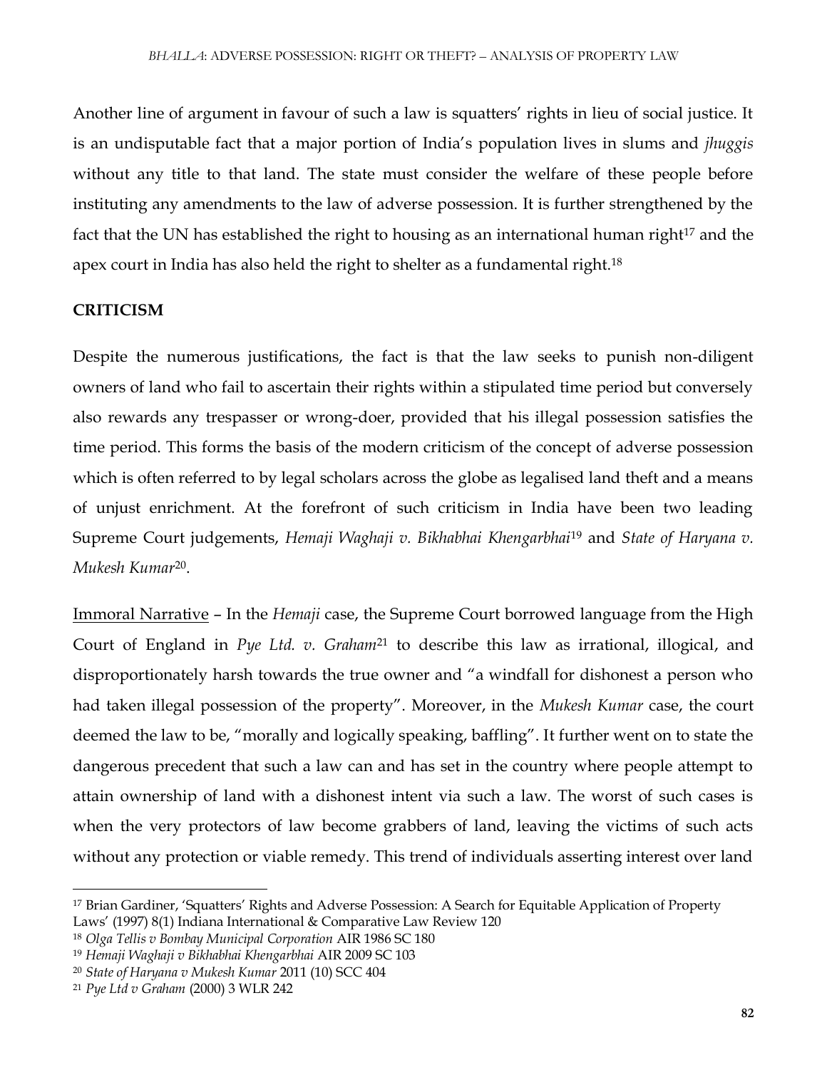Another line of argument in favour of such a law is squatters' rights in lieu of social justice. It is an undisputable fact that a major portion of India's population lives in slums and *jhuggis* without any title to that land. The state must consider the welfare of these people before instituting any amendments to the law of adverse possession. It is further strengthened by the fact that the UN has established the right to housing as an international human right[17] and the apex court in India has also held the right to shelter as a fundamental right.[18]

**CRITICISM**

Despite the numerous justifications, the fact is that the law seeks to punish non-diligent owners of land who fail to ascertain their rights within a stipulated time period but conversely also rewards any trespasser or wrong-doer, provided that his illegal possession satisfies the time period. This forms the basis of the modern criticism of the concept of adverse possession which is often referred to by legal scholars across the globe as legalised land theft and a means of unjust enrichment. At the forefront of such criticism in India have been two leading Supreme Court judgements, *Hemaji Waghaji v. Bikhabhai Khengarbhai*[19] and *State of Haryana v. Mukesh Kumar*[20].

Immoral Narrative – In the *Hemaji* case, the Supreme Court borrowed language from the High Court of England in *Pye Ltd. v. Graham*[21] to describe this law as irrational, illogical, and disproportionately harsh towards the true owner and "a windfall for dishonest a person who had taken illegal possession of the property". Moreover, in the *Mukesh Kumar* case, the court deemed the law to be, "morally and logically speaking, baffling". It further went on to state the dangerous precedent that such a law can and has set in the country where people attempt to attain ownership of land with a dishonest intent via such a law. The worst of such cases is when the very protectors of law become grabbers of land, leaving the victims of such acts without any protection or viable remedy. This trend of individuals asserting interest over land

---

[17] Brian Gardiner, 'Squatters' Rights and Adverse Possession: A Search for Equitable Application of Property Laws' (1997) 8(1) Indiana International & Comparative Law Review 120

[18] *Olga Tellis v Bombay Municipal Corporation* AIR 1986 SC 180

[19] *Hemaji Waghaji v Bikhabhai Khengarbhai* AIR 2009 SC 103

[20] *State of Haryana v Mukesh Kumar* 2011 (10) SCC 404

[21] *Pye Ltd v Graham* (2000) 3 WLR 242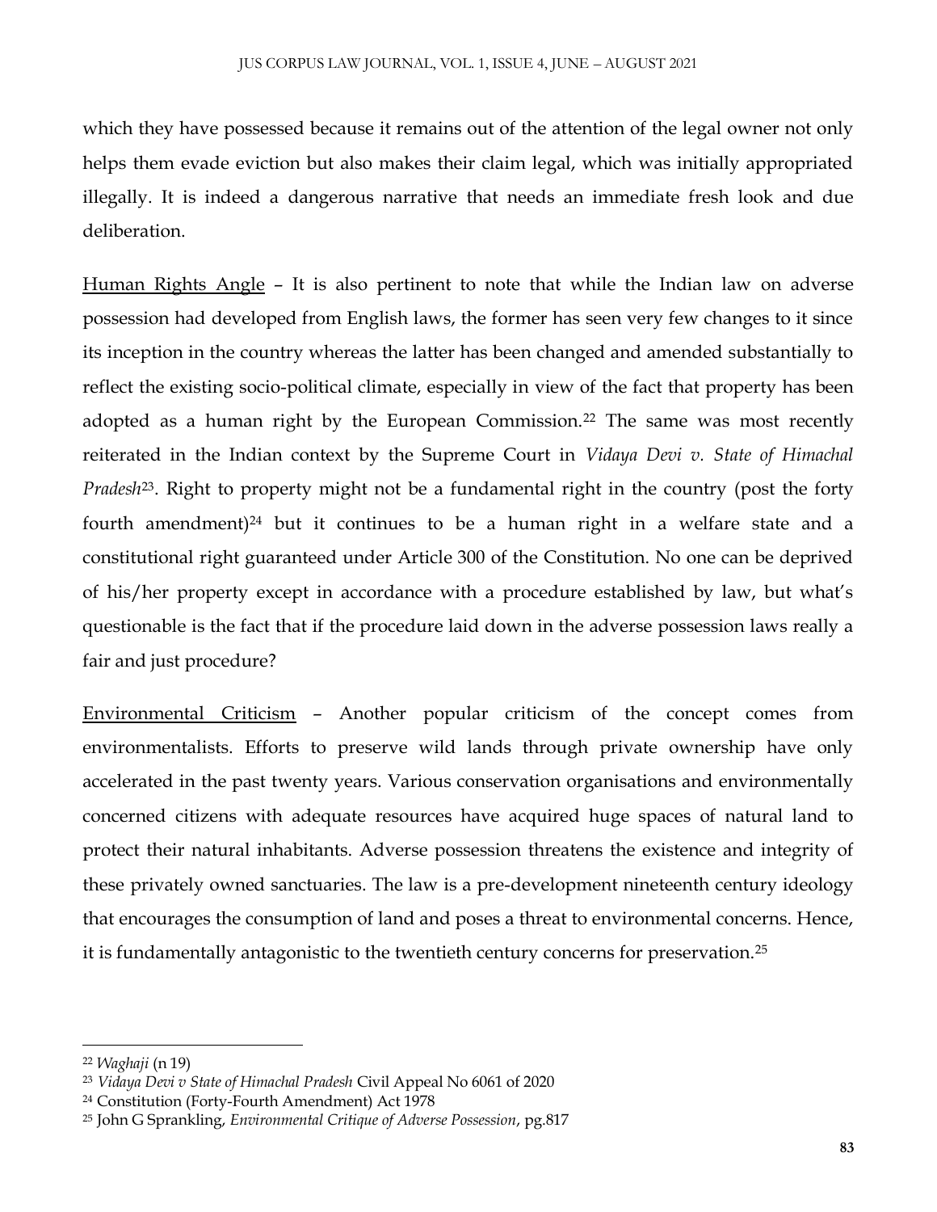which they have possessed because it remains out of the attention of the legal owner not only helps them evade eviction but also makes their claim legal, which was initially appropriated illegally. It is indeed a dangerous narrative that needs an immediate fresh look and due deliberation.

<u>Human Rights Angle</u> – It is also pertinent to note that while the Indian law on adverse possession had developed from English laws, the former has seen very few changes to it since its inception in the country whereas the latter has been changed and amended substantially to reflect the existing socio-political climate, especially in view of the fact that property has been adopted as a human right by the European Commission.[22] The same was most recently reiterated in the Indian context by the Supreme Court in *Vidaya Devi v. State of Himachal Pradesh*[23]. Right to property might not be a fundamental right in the country (post the forty fourth amendment)[24] but it continues to be a human right in a welfare state and a constitutional right guaranteed under Article 300 of the Constitution. No one can be deprived of his/her property except in accordance with a procedure established by law, but what's questionable is the fact that if the procedure laid down in the adverse possession laws really a fair and just procedure?

<u>Environmental Criticism</u> – Another popular criticism of the concept comes from environmentalists. Efforts to preserve wild lands through private ownership have only accelerated in the past twenty years. Various conservation organisations and environmentally concerned citizens with adequate resources have acquired huge spaces of natural land to protect their natural inhabitants. Adverse possession threatens the existence and integrity of these privately owned sanctuaries. The law is a pre-development nineteenth century ideology that encourages the consumption of land and poses a threat to environmental concerns. Hence, it is fundamentally antagonistic to the twentieth century concerns for preservation.[25]

---

[22] *Waghaji* (n 19)

[23] *Vidaya Devi v State of Himachal Pradesh* Civil Appeal No 6061 of 2020

[24] Constitution (Forty-Fourth Amendment) Act 1978

[25] John G Sprankling, *Environmental Critique of Adverse Possession*, pg.817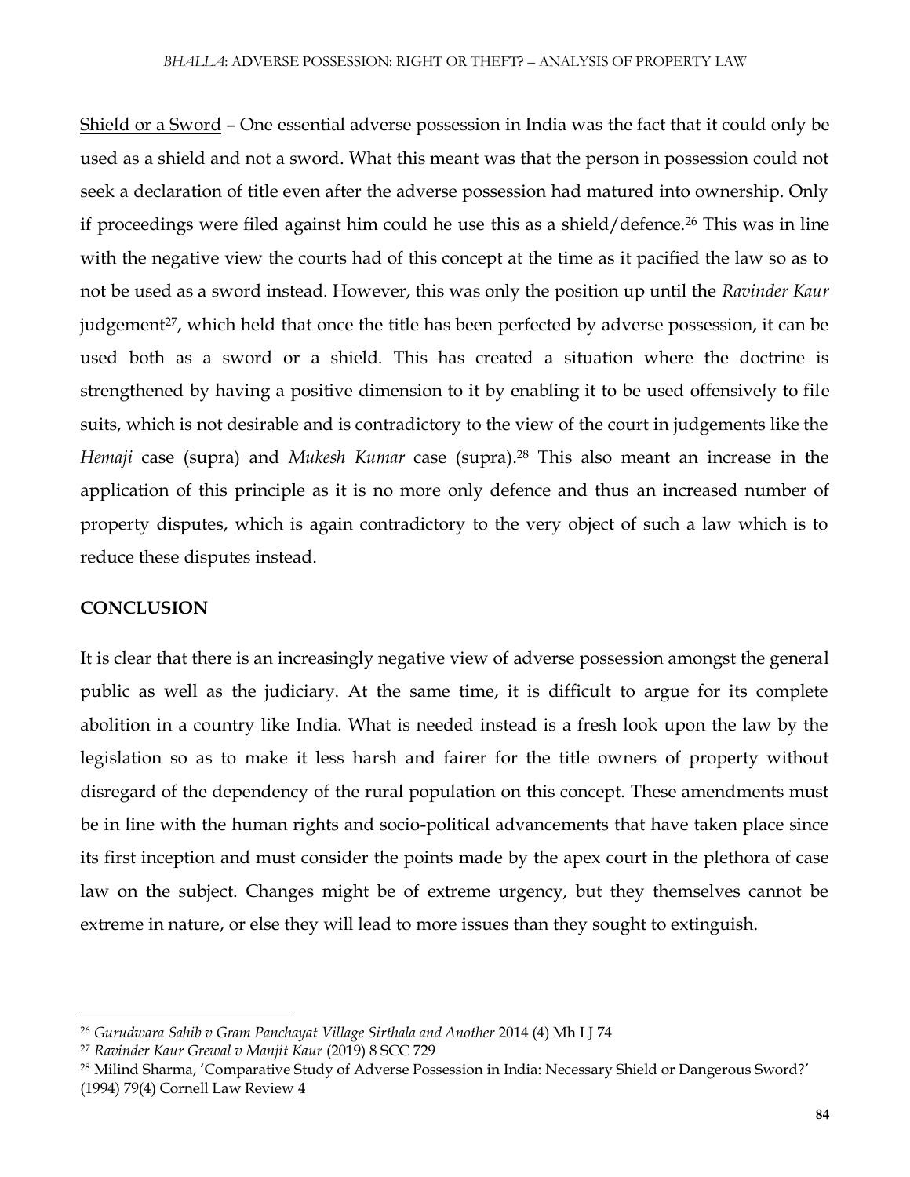Shield or a Sword – One essential adverse possession in India was the fact that it could only be used as a shield and not a sword. What this meant was that the person in possession could not seek a declaration of title even after the adverse possession had matured into ownership. Only if proceedings were filed against him could he use this as a shield/defence.[26] This was in line with the negative view the courts had of this concept at the time as it pacified the law so as to not be used as a sword instead. However, this was only the position up until the *Ravinder Kaur* judgement[27], which held that once the title has been perfected by adverse possession, it can be used both as a sword or a shield. This has created a situation where the doctrine is strengthened by having a positive dimension to it by enabling it to be used offensively to file suits, which is not desirable and is contradictory to the view of the court in judgements like the *Hemaji* case (supra) and *Mukesh Kumar* case (supra).[28] This also meant an increase in the application of this principle as it is no more only defence and thus an increased number of property disputes, which is again contradictory to the very object of such a law which is to reduce these disputes instead.

## CONCLUSION

It is clear that there is an increasingly negative view of adverse possession amongst the general public as well as the judiciary. At the same time, it is difficult to argue for its complete abolition in a country like India. What is needed instead is a fresh look upon the law by the legislation so as to make it less harsh and fairer for the title owners of property without disregard of the dependency of the rural population on this concept. These amendments must be in line with the human rights and socio-political advancements that have taken place since its first inception and must consider the points made by the apex court in the plethora of case law on the subject. Changes might be of extreme urgency, but they themselves cannot be extreme in nature, or else they will lead to more issues than they sought to extinguish.

---

[26] *Gurudwara Sahib v Gram Panchayat Village Sirthala and Another* 2014 (4) Mh LJ 74

[27] *Ravinder Kaur Grewal v Manjit Kaur* (2019) 8 SCC 729

[28] Milind Sharma, 'Comparative Study of Adverse Possession in India: Necessary Shield or Dangerous Sword?' (1994) 79(4) Cornell Law Review 4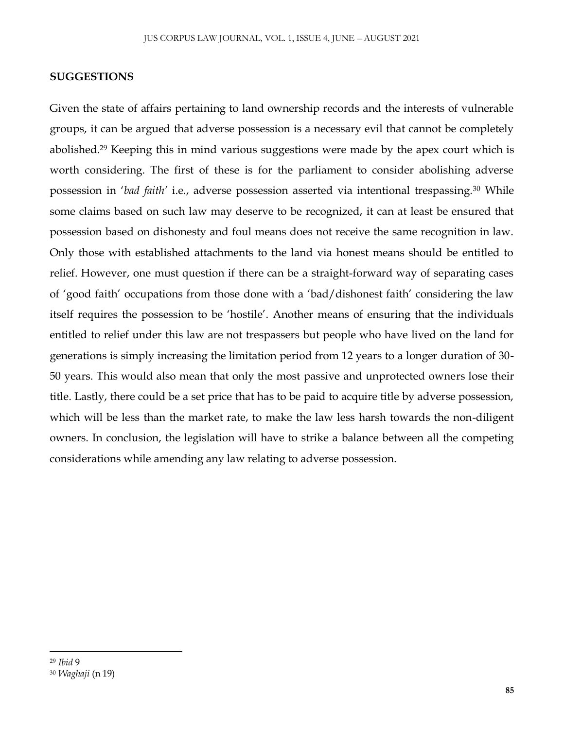## SUGGESTIONS

Given the state of affairs pertaining to land ownership records and the interests of vulnerable groups, it can be argued that adverse possession is a necessary evil that cannot be completely abolished.[29] Keeping this in mind various suggestions were made by the apex court which is worth considering. The first of these is for the parliament to consider abolishing adverse possession in '*bad faith*' i.e., adverse possession asserted via intentional trespassing.[30] While some claims based on such law may deserve to be recognized, it can at least be ensured that possession based on dishonesty and foul means does not receive the same recognition in law. Only those with established attachments to the land via honest means should be entitled to relief. However, one must question if there can be a straight-forward way of separating cases of 'good faith' occupations from those done with a 'bad/dishonest faith' considering the law itself requires the possession to be 'hostile'. Another means of ensuring that the individuals entitled to relief under this law are not trespassers but people who have lived on the land for generations is simply increasing the limitation period from 12 years to a longer duration of 30-50 years. This would also mean that only the most passive and unprotected owners lose their title. Lastly, there could be a set price that has to be paid to acquire title by adverse possession, which will be less than the market rate, to make the law less harsh towards the non-diligent owners. In conclusion, the legislation will have to strike a balance between all the competing considerations while amending any law relating to adverse possession.

---

[29] *Ibid* 9

[30] *Waghaji* (n 19)